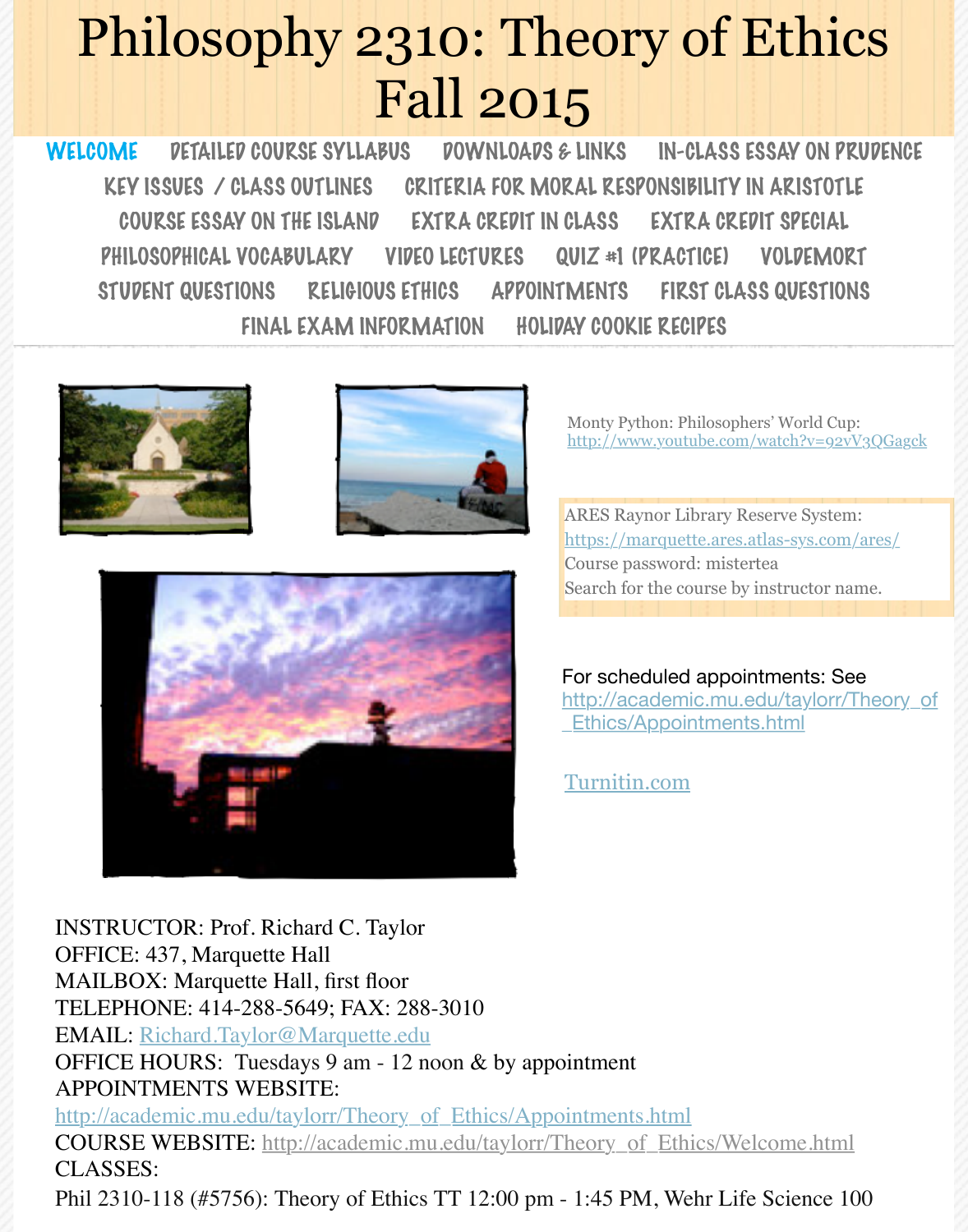# Philosophy 2310: Theory of Ethics Fall 2015

WELCOME | DETAILED COURSE SYLLABUS | DOWNLOADS & LINKS | IN-CLASS ESSAY ON PRUDENCE | KEY ISSUES / CLASS OUTLINES | CRITERIA FOR MORAL RESPONSIBILITY IN ARISTOTLE | COURSE ESSAY ON THE ISLAND | EXTRA CREDIT IN CLASS | EXTRA CREDIT SPECIAL | PHILOSOPHICAL VOCABULARY | VIDEO LECTURES | QUIZ #1 (PRACTICE) | VOLDEMORT | STUDENT QUESTIONS | RELIGIOUS ETHICS | APPOINTMENTS | FIRST CLASS QUESTIONS | FINAL EXAM INFORMATION | HOLIDAY COOKIE RECIPES

Monty Python: Philosophers' World Cup: http://www.youtube.com/watch?v=92vV3QGagck

ARES Raynor Library Reserve System: https://marquette.ares.atlas-sys.com/ares/
Course password: mistertea
Search for the course by instructor name.

For scheduled appointments: See http://academic.mu.edu/taylorr/Theory_of_Ethics/Appointments.html

Turnitin.com

INSTRUCTOR: Prof. Richard C. Taylor
OFFICE: 437, Marquette Hall
MAILBOX: Marquette Hall, first floor
TELEPHONE: 414-288-5649; FAX: 288-3010
EMAIL: Richard.Taylor@Marquette.edu
OFFICE HOURS: Tuesdays 9 am - 12 noon & by appointment
APPOINTMENTS WEBSITE:
http://academic.mu.edu/taylorr/Theory_of_Ethics/Appointments.html
COURSE WEBSITE: http://academic.mu.edu/taylorr/Theory_of_Ethics/Welcome.html
CLASSES:
Phil 2310-118 (#5756): Theory of Ethics TT 12:00 pm - 1:45 PM, Wehr Life Science 100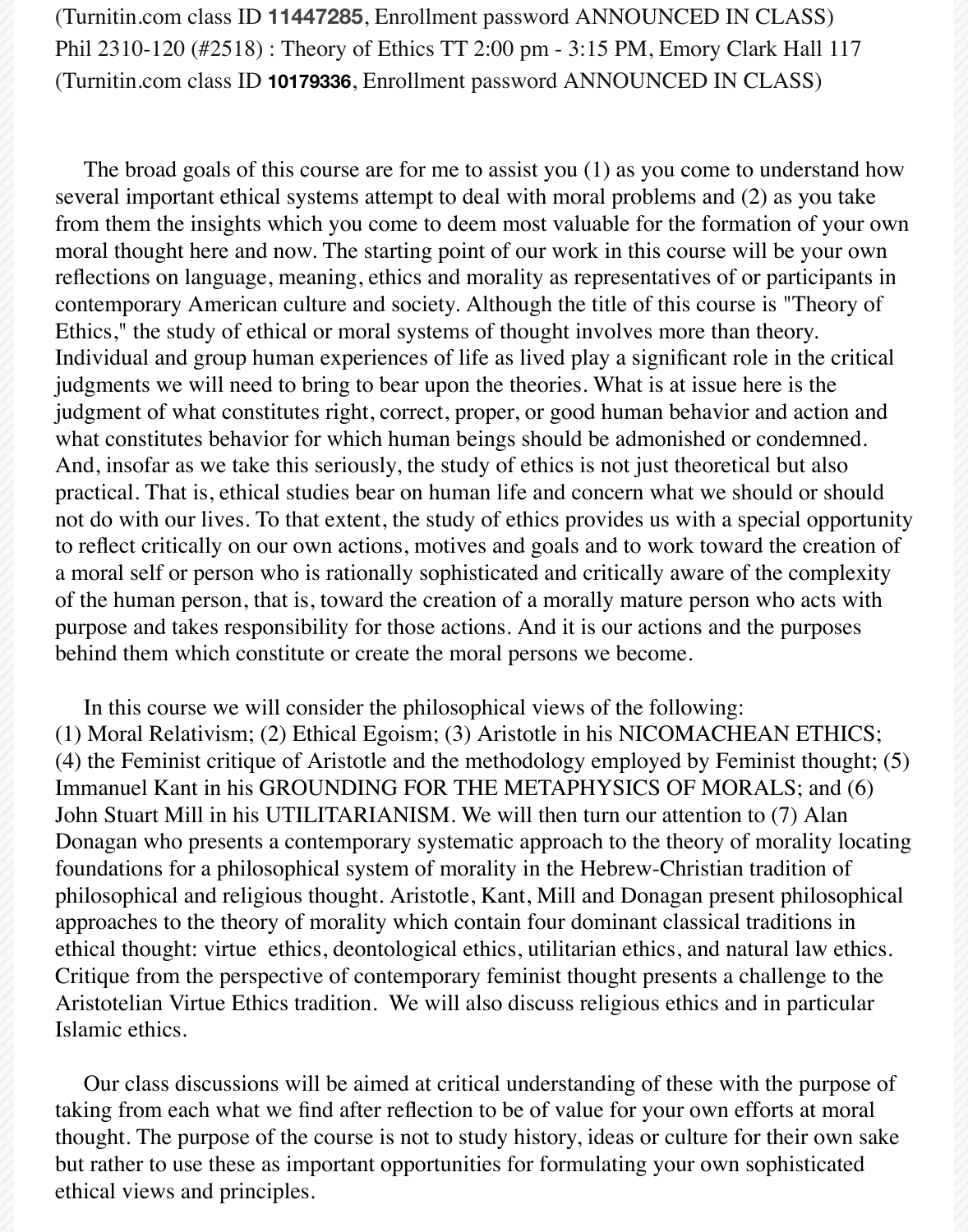(Turnitin.com class ID **11447285**, Enrollment password ANNOUNCED IN CLASS)
Phil 2310-120 (#2518) : Theory of Ethics TT 2:00 pm - 3:15 PM, Emory Clark Hall 117
(Turnitin.com class ID **10179336**, Enrollment password ANNOUNCED IN CLASS)

The broad goals of this course are for me to assist you (1) as you come to understand how several important ethical systems attempt to deal with moral problems and (2) as you take from them the insights which you come to deem most valuable for the formation of your own moral thought here and now. The starting point of our work in this course will be your own reflections on language, meaning, ethics and morality as representatives of or participants in contemporary American culture and society. Although the title of this course is "Theory of Ethics," the study of ethical or moral systems of thought involves more than theory. Individual and group human experiences of life as lived play a significant role in the critical judgments we will need to bring to bear upon the theories. What is at issue here is the judgment of what constitutes right, correct, proper, or good human behavior and action and what constitutes behavior for which human beings should be admonished or condemned. And, insofar as we take this seriously, the study of ethics is not just theoretical but also practical. That is, ethical studies bear on human life and concern what we should or should not do with our lives. To that extent, the study of ethics provides us with a special opportunity to reflect critically on our own actions, motives and goals and to work toward the creation of a moral self or person who is rationally sophisticated and critically aware of the complexity of the human person, that is, toward the creation of a morally mature person who acts with purpose and takes responsibility for those actions. And it is our actions and the purposes behind them which constitute or create the moral persons we become.

In this course we will consider the philosophical views of the following:
(1) Moral Relativism; (2) Ethical Egoism; (3) Aristotle in his NICOMACHEAN ETHICS; (4) the Feminist critique of Aristotle and the methodology employed by Feminist thought; (5) Immanuel Kant in his GROUNDING FOR THE METAPHYSICS OF MORALS; and (6) John Stuart Mill in his UTILITARIANISM. We will then turn our attention to (7) Alan Donagan who presents a contemporary systematic approach to the theory of morality locating foundations for a philosophical system of morality in the Hebrew-Christian tradition of philosophical and religious thought. Aristotle, Kant, Mill and Donagan present philosophical approaches to the theory of morality which contain four dominant classical traditions in ethical thought: virtue ethics, deontological ethics, utilitarian ethics, and natural law ethics. Critique from the perspective of contemporary feminist thought presents a challenge to the Aristotelian Virtue Ethics tradition. We will also discuss religious ethics and in particular Islamic ethics.

Our class discussions will be aimed at critical understanding of these with the purpose of taking from each what we find after reflection to be of value for your own efforts at moral thought. The purpose of the course is not to study history, ideas or culture for their own sake but rather to use these as important opportunities for formulating your own sophisticated ethical views and principles.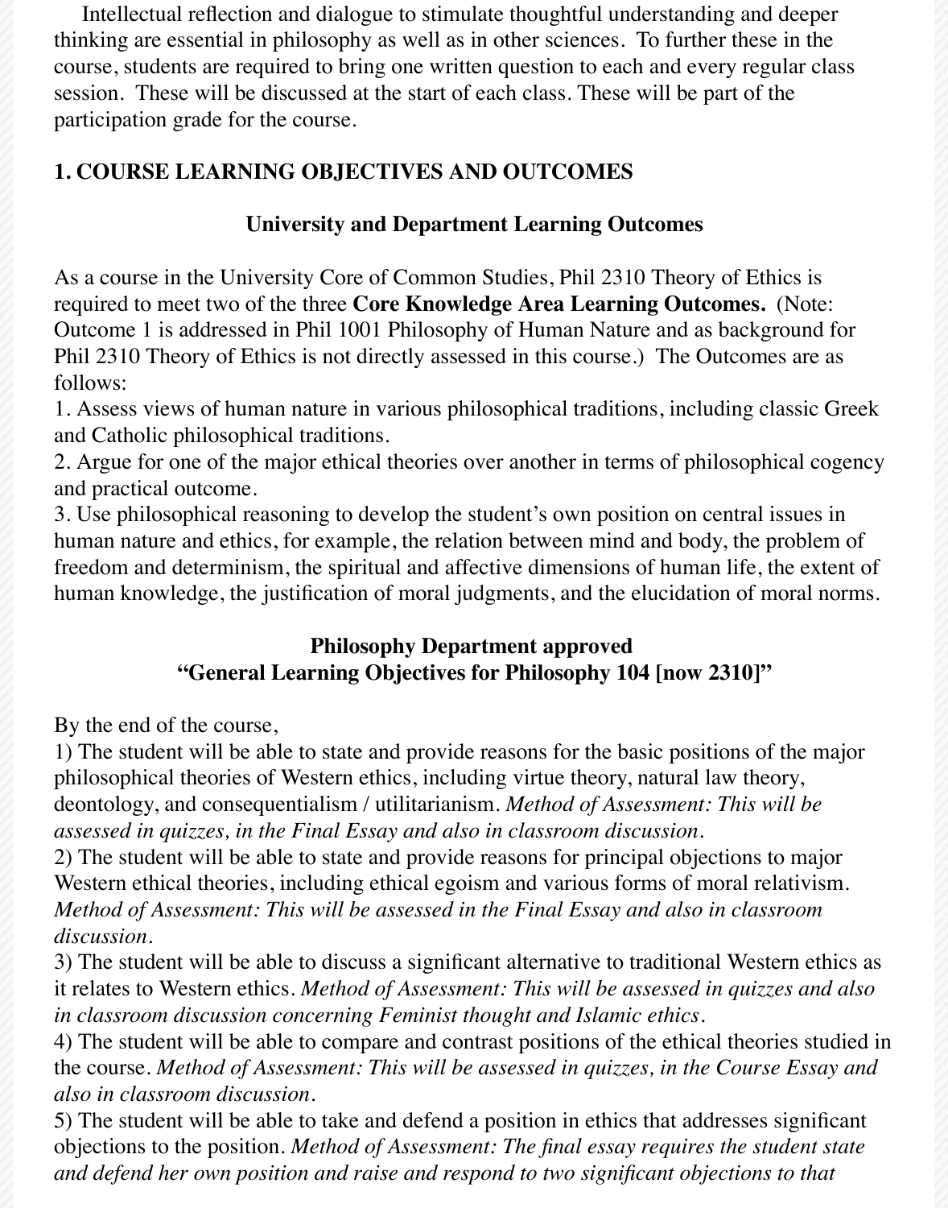Intellectual reflection and dialogue to stimulate thoughtful understanding and deeper thinking are essential in philosophy as well as in other sciences. To further these in the course, students are required to bring one written question to each and every regular class session. These will be discussed at the start of each class. These will be part of the participation grade for the course.

## 1. COURSE LEARNING OBJECTIVES AND OUTCOMES

### University and Department Learning Outcomes

As a course in the University Core of Common Studies, Phil 2310 Theory of Ethics is required to meet two of the three **Core Knowledge Area Learning Outcomes.** (Note: Outcome 1 is addressed in Phil 1001 Philosophy of Human Nature and as background for Phil 2310 Theory of Ethics is not directly assessed in this course.) The Outcomes are as follows:

1. Assess views of human nature in various philosophical traditions, including classic Greek and Catholic philosophical traditions.
2. Argue for one of the major ethical theories over another in terms of philosophical cogency and practical outcome.
3. Use philosophical reasoning to develop the student's own position on central issues in human nature and ethics, for example, the relation between mind and body, the problem of freedom and determinism, the spiritual and affective dimensions of human life, the extent of human knowledge, the justification of moral judgments, and the elucidation of moral norms.

### Philosophy Department approved "General Learning Objectives for Philosophy 104 [now 2310]"

By the end of the course,

1) The student will be able to state and provide reasons for the basic positions of the major philosophical theories of Western ethics, including virtue theory, natural law theory, deontology, and consequentialism / utilitarianism. *Method of Assessment: This will be assessed in quizzes, in the Final Essay and also in classroom discussion.*

2) The student will be able to state and provide reasons for principal objections to major Western ethical theories, including ethical egoism and various forms of moral relativism. *Method of Assessment: This will be assessed in the Final Essay and also in classroom discussion.*

3) The student will be able to discuss a significant alternative to traditional Western ethics as it relates to Western ethics. *Method of Assessment: This will be assessed in quizzes and also in classroom discussion concerning Feminist thought and Islamic ethics.*

4) The student will be able to compare and contrast positions of the ethical theories studied in the course. *Method of Assessment: This will be assessed in quizzes, in the Course Essay and also in classroom discussion.*

5) The student will be able to take and defend a position in ethics that addresses significant objections to the position. *Method of Assessment: The final essay requires the student state and defend her own position and raise and respond to two significant objections to that*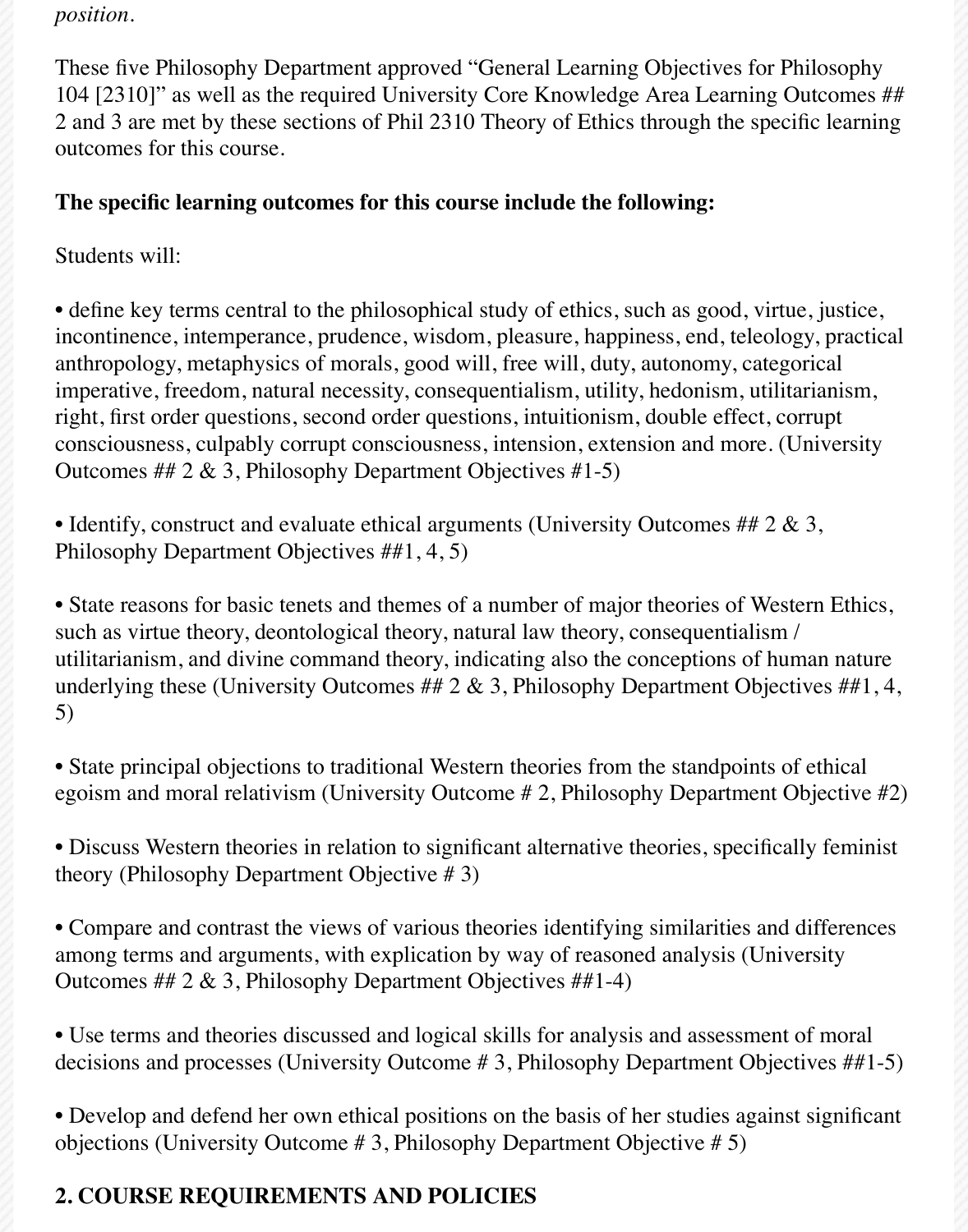*position.*

These five Philosophy Department approved "General Learning Objectives for Philosophy 104 [2310]" as well as the required University Core Knowledge Area Learning Outcomes ## 2 and 3 are met by these sections of Phil 2310 Theory of Ethics through the specific learning outcomes for this course.

**The specific learning outcomes for this course include the following:**

Students will:

- define key terms central to the philosophical study of ethics, such as good, virtue, justice, incontinence, intemperance, prudence, wisdom, pleasure, happiness, end, teleology, practical anthropology, metaphysics of morals, good will, free will, duty, autonomy, categorical imperative, freedom, natural necessity, consequentialism, utility, hedonism, utilitarianism, right, first order questions, second order questions, intuitionism, double effect, corrupt consciousness, culpably corrupt consciousness, intension, extension and more. (University Outcomes ## 2 & 3, Philosophy Department Objectives #1-5)

- Identify, construct and evaluate ethical arguments (University Outcomes ## 2 & 3, Philosophy Department Objectives ##1, 4, 5)

- State reasons for basic tenets and themes of a number of major theories of Western Ethics, such as virtue theory, deontological theory, natural law theory, consequentialism / utilitarianism, and divine command theory, indicating also the conceptions of human nature underlying these (University Outcomes ## 2 & 3, Philosophy Department Objectives ##1, 4, 5)

- State principal objections to traditional Western theories from the standpoints of ethical egoism and moral relativism (University Outcome # 2, Philosophy Department Objective #2)

- Discuss Western theories in relation to significant alternative theories, specifically feminist theory (Philosophy Department Objective # 3)

- Compare and contrast the views of various theories identifying similarities and differences among terms and arguments, with explication by way of reasoned analysis (University Outcomes ## 2 & 3, Philosophy Department Objectives ##1-4)

- Use terms and theories discussed and logical skills for analysis and assessment of moral decisions and processes (University Outcome # 3, Philosophy Department Objectives ##1-5)

- Develop and defend her own ethical positions on the basis of her studies against significant objections (University Outcome # 3, Philosophy Department Objective # 5)

## 2. COURSE REQUIREMENTS AND POLICIES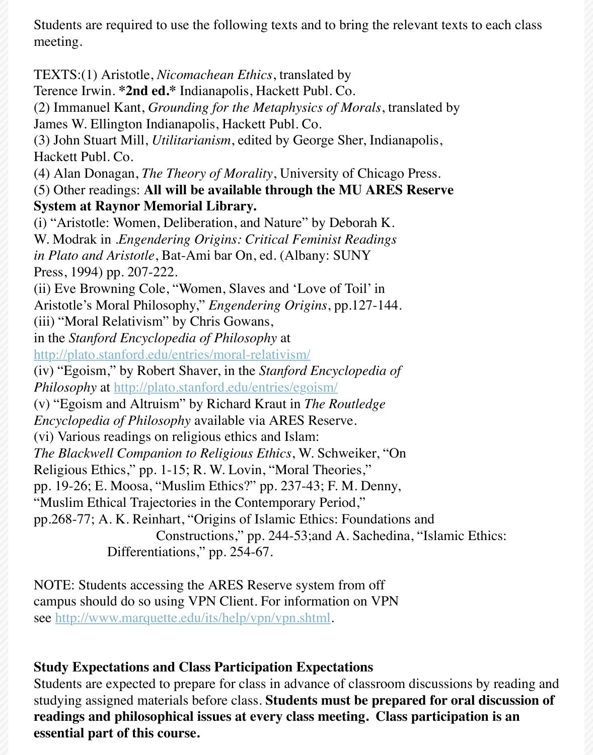Students are required to use the following texts and to bring the relevant texts to each class meeting.

TEXTS:(1) Aristotle, *Nicomachean Ethics*, translated by Terence Irwin. ***2nd ed.*** Indianapolis, Hackett Publ. Co.
(2) Immanuel Kant, *Grounding for the Metaphysics of Morals*, translated by James W. Ellington Indianapolis, Hackett Publ. Co.
(3) John Stuart Mill, *Utilitarianism*, edited by George Sher, Indianapolis, Hackett Publ. Co.
(4) Alan Donagan, *The Theory of Morality*, University of Chicago Press.
(5) Other readings: **All will be available through the MU ARES Reserve System at Raynor Memorial Library.**
(i) "Aristotle: Women, Deliberation, and Nature" by Deborah K. W. Modrak in *.Engendering Origins: Critical Feminist Readings in Plato and Aristotle*, Bat-Ami bar On, ed. (Albany: SUNY Press, 1994) pp. 207-222.
(ii) Eve Browning Cole, "Women, Slaves and 'Love of Toil' in Aristotle's Moral Philosophy," *Engendering Origins*, pp.127-144.
(iii) "Moral Relativism" by Chris Gowans, in the *Stanford Encyclopedia of Philosophy* at http://plato.stanford.edu/entries/moral-relativism/
(iv) "Egoism," by Robert Shaver, in the *Stanford Encyclopedia of Philosophy* at http://plato.stanford.edu/entries/egoism/
(v) "Egoism and Altruism" by Richard Kraut in *The Routledge Encyclopedia of Philosophy* available via ARES Reserve.
(vi) Various readings on religious ethics and Islam: *The Blackwell Companion to Religious Ethics*, W. Schweiker, "On Religious Ethics," pp. 1-15; R. W. Lovin, "Moral Theories," pp. 19-26; E. Moosa, "Muslim Ethics?" pp. 237-43; F. M. Denny, "Muslim Ethical Trajectories in the Contemporary Period," pp.268-77; A. K. Reinhart, "Origins of Islamic Ethics: Foundations and Constructions," pp. 244-53;and A. Sachedina, "Islamic Ethics: Differentiations," pp. 254-67.

NOTE: Students accessing the ARES Reserve system from off campus should do so using VPN Client. For information on VPN see http://www.marquette.edu/its/help/vpn/vpn.shtml.

**Study Expectations and Class Participation Expectations**

Students are expected to prepare for class in advance of classroom discussions by reading and studying assigned materials before class. **Students must be prepared for oral discussion of readings and philosophical issues at every class meeting. Class participation is an essential part of this course.**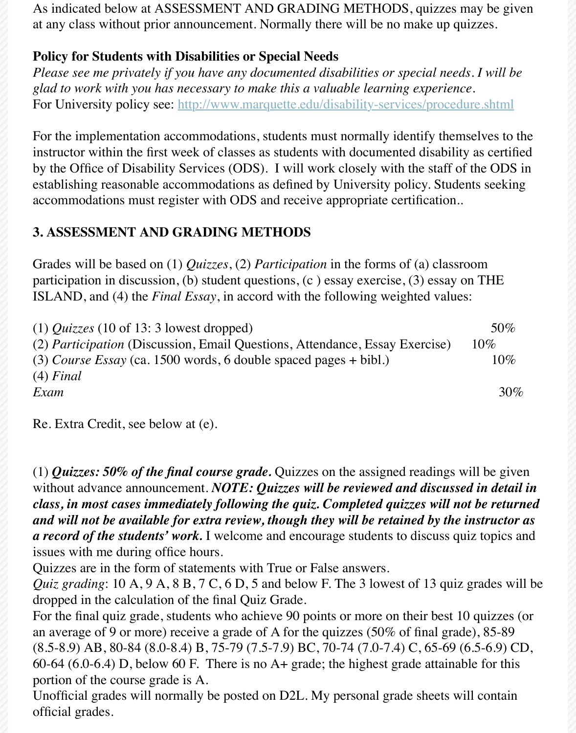As indicated below at ASSESSMENT AND GRADING METHODS, quizzes may be given at any class without prior announcement. Normally there will be no make up quizzes.

**Policy for Students with Disabilities or Special Needs**

*Please see me privately if you have any documented disabilities or special needs. I will be glad to work with you has necessary to make this a valuable learning experience.*

For University policy see: http://www.marquette.edu/disability-services/procedure.shtml

For the implementation accommodations, students must normally identify themselves to the instructor within the first week of classes as students with documented disability as certified by the Office of Disability Services (ODS). I will work closely with the staff of the ODS in establishing reasonable accommodations as defined by University policy. Students seeking accommodations must register with ODS and receive appropriate certification..

## 3. ASSESSMENT AND GRADING METHODS

Grades will be based on (1) *Quizzes*, (2) *Participation* in the forms of (a) classroom participation in discussion, (b) student questions, (c ) essay exercise, (3) essay on THE ISLAND, and (4) the *Final Essay*, in accord with the following weighted values:

| | |
|---|---|
| (1) *Quizzes* (10 of 13: 3 lowest dropped) | 50% |
| (2) *Participation* (Discussion, Email Questions, Attendance, Essay Exercise) | 10% |
| (3) *Course Essay* (ca. 1500 words, 6 double spaced pages + bibl.) | 10% |
| (4) *Final Exam* | 30% |

Re. Extra Credit, see below at (e).

(1) ***Quizzes: 50% of the final course grade.*** Quizzes on the assigned readings will be given without advance announcement. ***NOTE: Quizzes will be reviewed and discussed in detail in class, in most cases immediately following the quiz. Completed quizzes will not be returned and will not be available for extra review, though they will be retained by the instructor as a record of the students' work.*** I welcome and encourage students to discuss quiz topics and issues with me during office hours.

Quizzes are in the form of statements with True or False answers.

*Quiz grading*: 10 A, 9 A, 8 B, 7 C, 6 D, 5 and below F. The 3 lowest of 13 quiz grades will be dropped in the calculation of the final Quiz Grade.

For the final quiz grade, students who achieve 90 points or more on their best 10 quizzes (or an average of 9 or more) receive a grade of A for the quizzes (50% of final grade), 85-89 (8.5-8.9) AB, 80-84 (8.0-8.4) B, 75-79 (7.5-7.9) BC, 70-74 (7.0-7.4) C, 65-69 (6.5-6.9) CD, 60-64 (6.0-6.4) D, below 60 F. There is no A+ grade; the highest grade attainable for this portion of the course grade is A.

Unofficial grades will normally be posted on D2L. My personal grade sheets will contain official grades.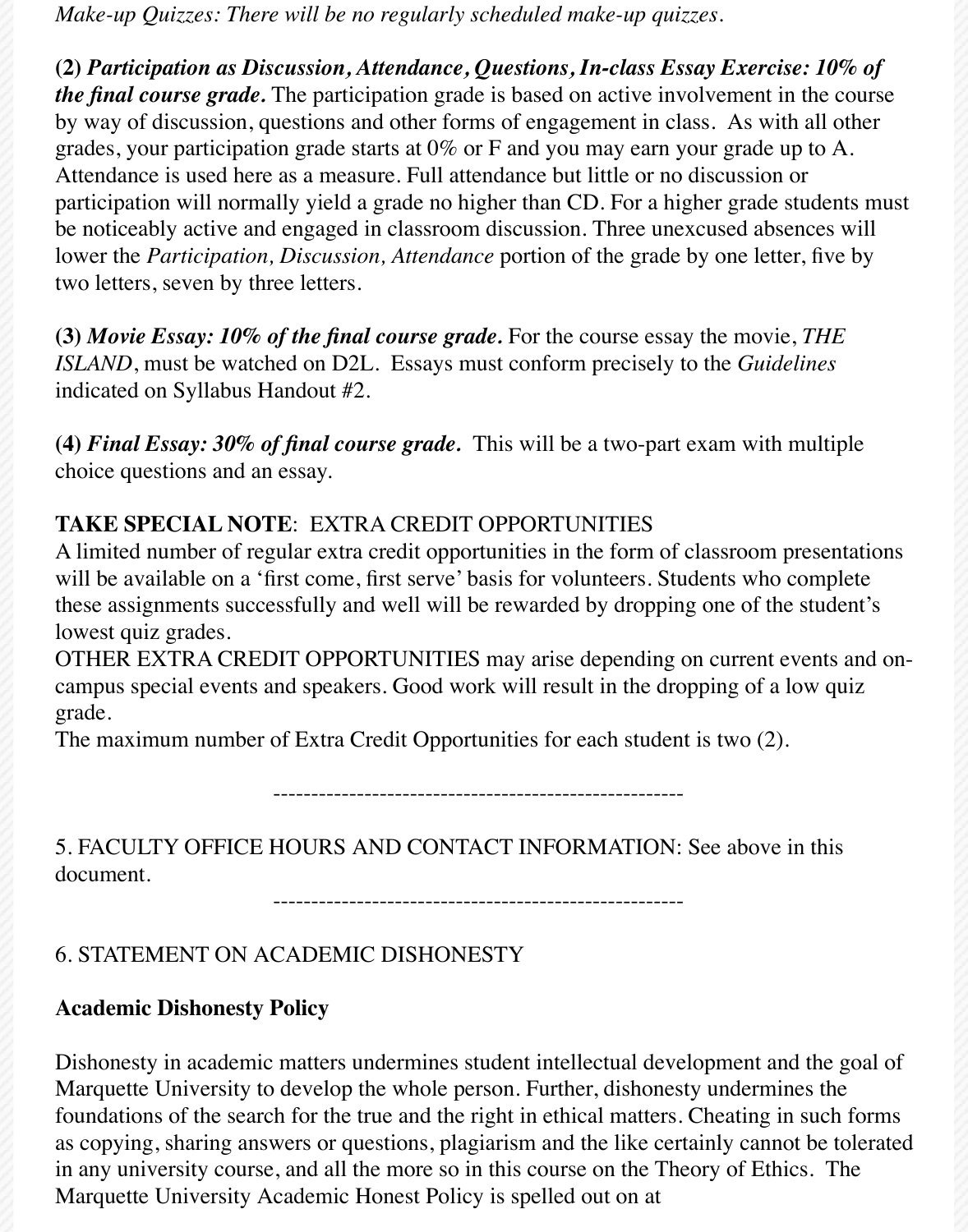*Make-up Quizzes: There will be no regularly scheduled make-up quizzes.*

**(2) *Participation as Discussion, Attendance, Questions, In-class Essay Exercise: 10% of the final course grade.*** The participation grade is based on active involvement in the course by way of discussion, questions and other forms of engagement in class. As with all other grades, your participation grade starts at 0% or F and you may earn your grade up to A. Attendance is used here as a measure. Full attendance but little or no discussion or participation will normally yield a grade no higher than CD. For a higher grade students must be noticeably active and engaged in classroom discussion. Three unexcused absences will lower the *Participation, Discussion, Attendance* portion of the grade by one letter, five by two letters, seven by three letters.

**(3) *Movie Essay: 10% of the final course grade.*** For the course essay the movie, *THE ISLAND*, must be watched on D2L. Essays must conform precisely to the *Guidelines* indicated on Syllabus Handout #2.

**(4) *Final Essay: 30% of final course grade.*** This will be a two-part exam with multiple choice questions and an essay.

**TAKE SPECIAL NOTE**: EXTRA CREDIT OPPORTUNITIES
A limited number of regular extra credit opportunities in the form of classroom presentations will be available on a 'first come, first serve' basis for volunteers. Students who complete these assignments successfully and well will be rewarded by dropping one of the student's lowest quiz grades.
OTHER EXTRA CREDIT OPPORTUNITIES may arise depending on current events and on-campus special events and speakers. Good work will result in the dropping of a low quiz grade.
The maximum number of Extra Credit Opportunities for each student is two (2).

------------------------------------------------------

5. FACULTY OFFICE HOURS AND CONTACT INFORMATION: See above in this document.

------------------------------------------------------

6. STATEMENT ON ACADEMIC DISHONESTY

**Academic Dishonesty Policy**

Dishonesty in academic matters undermines student intellectual development and the goal of Marquette University to develop the whole person. Further, dishonesty undermines the foundations of the search for the true and the right in ethical matters. Cheating in such forms as copying, sharing answers or questions, plagiarism and the like certainly cannot be tolerated in any university course, and all the more so in this course on the Theory of Ethics. The Marquette University Academic Honest Policy is spelled out on at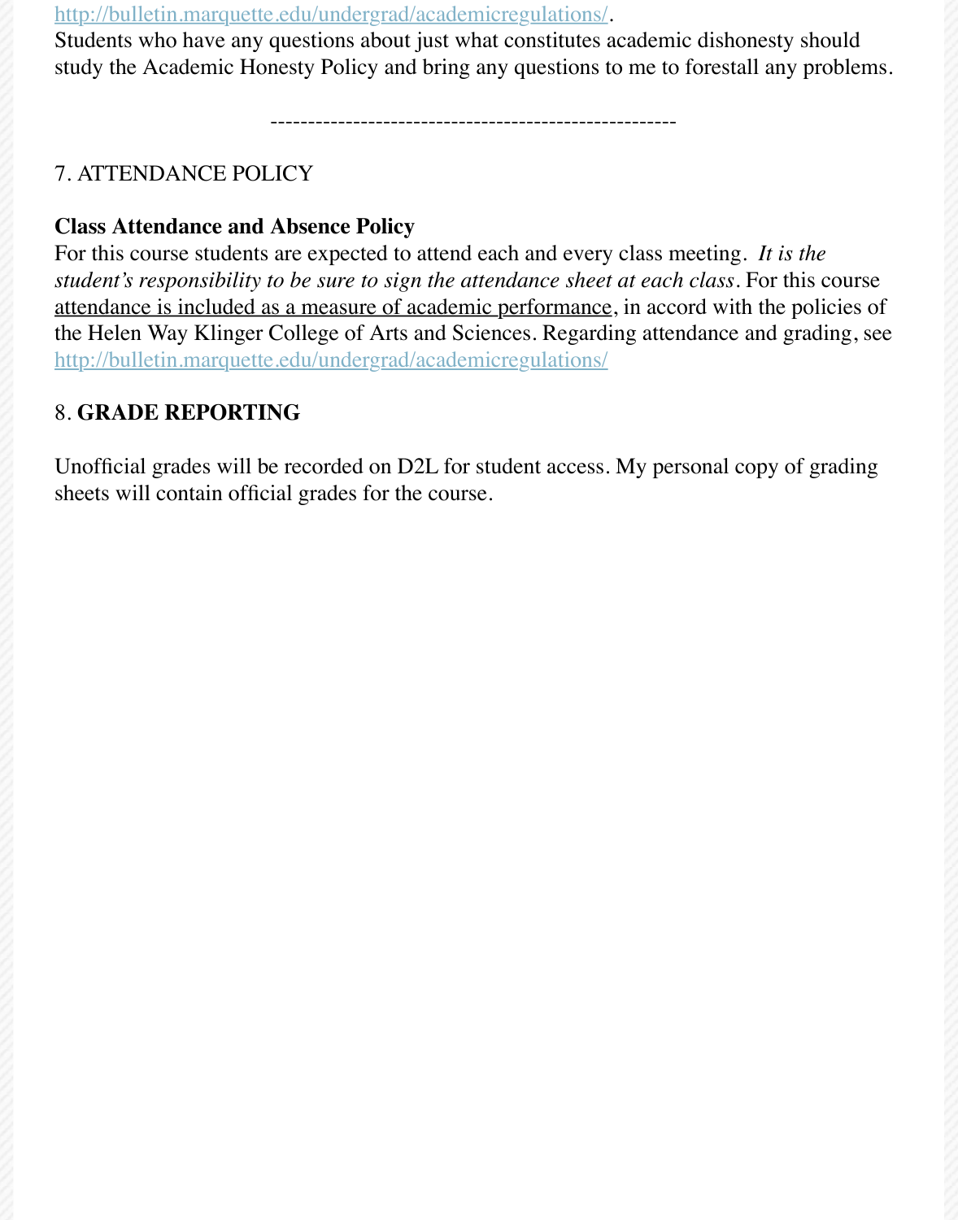[http://bulletin.marquette.edu/undergrad/academicregulations/](http://bulletin.marquette.edu/undergrad/academicregulations/).
Students who have any questions about just what constitutes academic dishonesty should study the Academic Honesty Policy and bring any questions to me to forestall any problems.

------------------------------------------------------

7. ATTENDANCE POLICY

**Class Attendance and Absence Policy**
For this course students are expected to attend each and every class meeting. *It is the student's responsibility to be sure to sign the attendance sheet at each class*. For this course attendance is included as a measure of academic performance, in accord with the policies of the Helen Way Klinger College of Arts and Sciences. Regarding attendance and grading, see [http://bulletin.marquette.edu/undergrad/academicregulations/](http://bulletin.marquette.edu/undergrad/academicregulations/)

8. **GRADE REPORTING**

Unofficial grades will be recorded on D2L for student access. My personal copy of grading sheets will contain official grades for the course.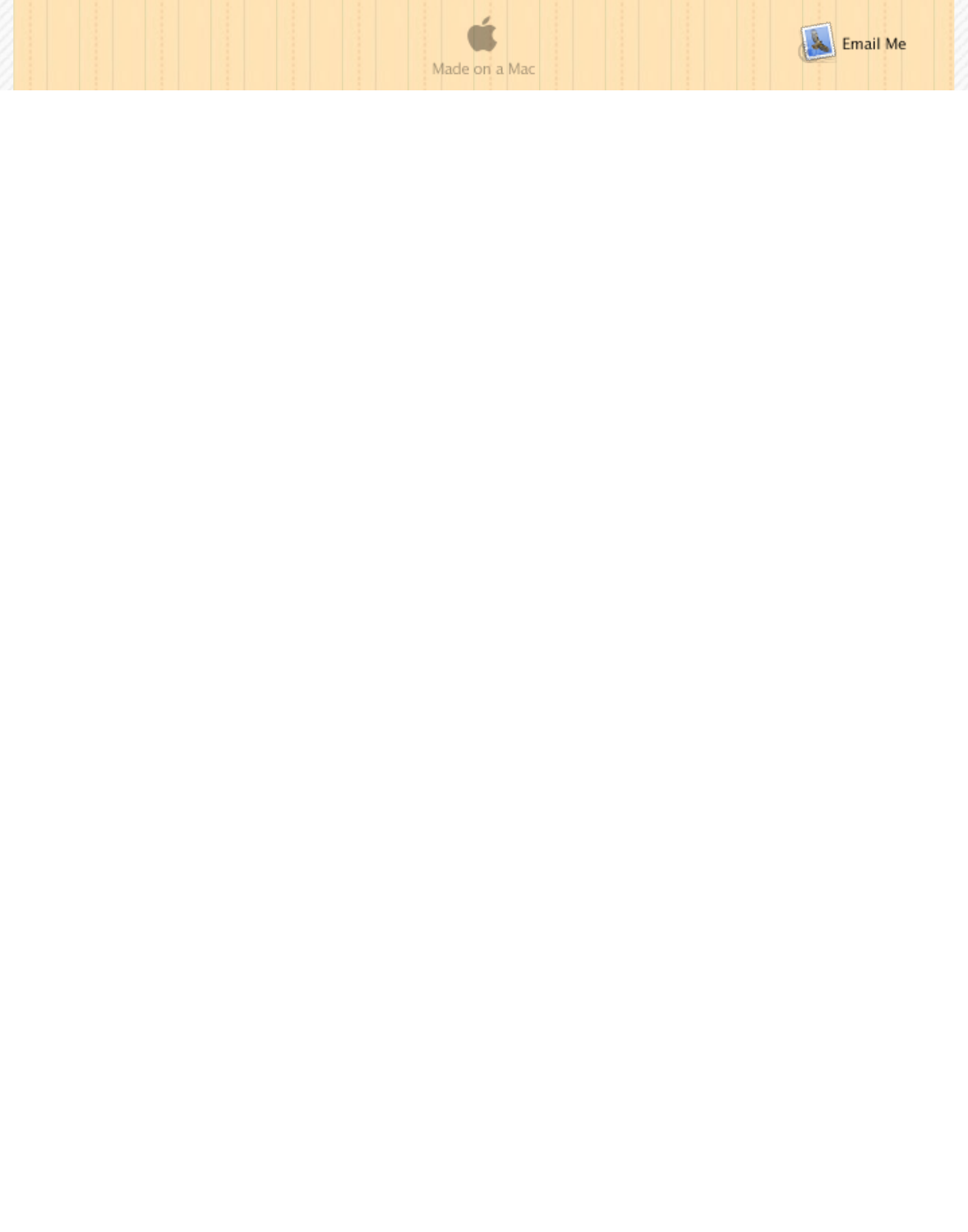Made on a Mac

Email Me